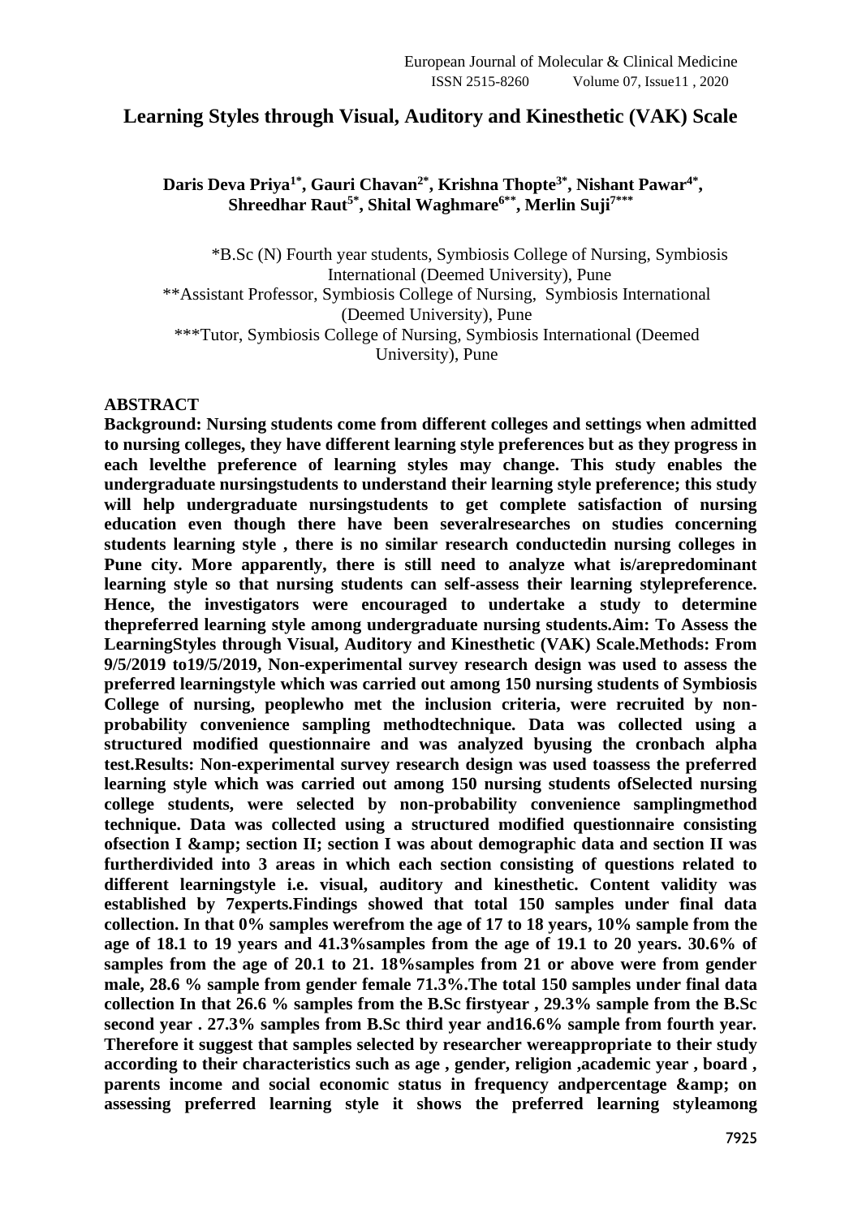# Learning Styles through Visual, Auditory and Kinesthetic (VAK) Scale

**Daris Deva Priya[1*], Gauri Chavan[2*], Krishna Thopte[3*], Nishant Pawar[4*], Shreedhar Raut[5*], Shital Waghmare[6**], Merlin Suji[7***]**

*B.Sc (N) Fourth year students, Symbiosis College of Nursing, Symbiosis International (Deemed University), Pune
**Assistant Professor, Symbiosis College of Nursing, Symbiosis International (Deemed University), Pune
***Tutor, Symbiosis College of Nursing, Symbiosis International (Deemed University), Pune

## ABSTRACT

**Background: Nursing students come from different colleges and settings when admitted to nursing colleges, they have different learning style preferences but as they progress in each levelthe preference of learning styles may change. This study enables the undergraduate nursingstudents to understand their learning style preference; this study will help undergraduate nursingstudents to get complete satisfaction of nursing education even though there have been severalresearches on studies concerning students learning style , there is no similar research conductedin nursing colleges in Pune city. More apparently, there is still need to analyze what is/arepredominant learning style so that nursing students can self-assess their learning stylepreference. Hence, the investigators were encouraged to undertake a study to determine thepreferred learning style among undergraduate nursing students.Aim: To Assess the LearningStyles through Visual, Auditory and Kinesthetic (VAK) Scale.Methods: From 9/5/2019 to19/5/2019, Non-experimental survey research design was used to assess the preferred learningstyle which was carried out among 150 nursing students of Symbiosis College of nursing, peoplewho met the inclusion criteria, were recruited by non-probability convenience sampling methodtechnique. Data was collected using a structured modified questionnaire and was analyzed byusing the cronbach alpha test.Results: Non-experimental survey research design was used toassess the preferred learning style which was carried out among 150 nursing students ofSelected nursing college students, were selected by non-probability convenience samplingmethod technique. Data was collected using a structured modified questionnaire consisting ofsection I &amp; section II; section I was about demographic data and section II was furtherdivided into 3 areas in which each section consisting of questions related to different learningstyle i.e. visual, auditory and kinesthetic. Content validity was established by 7experts.Findings showed that total 150 samples under final data collection. In that 0% samples werefrom the age of 17 to 18 years, 10% sample from the age of 18.1 to 19 years and 41.3%samples from the age of 19.1 to 20 years. 30.6% of samples from the age of 20.1 to 21. 18%samples from 21 or above were from gender male, 28.6 % sample from gender female 71.3%.The total 150 samples under final data collection In that 26.6 % samples from the B.Sc firstyear , 29.3% sample from the B.Sc second year . 27.3% samples from B.Sc third year and16.6% sample from fourth year. Therefore it suggest that samples selected by researcher wereappropriate to their study according to their characteristics such as age , gender, religion ,academic year , board , parents income and social economic status in frequency andpercentage &amp; on assessing preferred learning style it shows the preferred learning styleamong**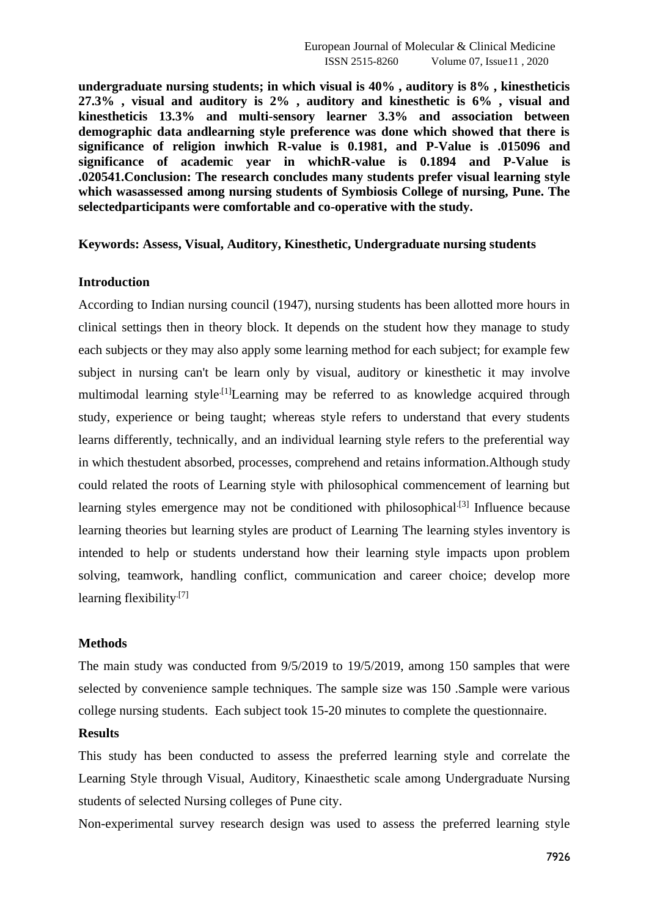**undergraduate nursing students; in which visual is 40% , auditory is 8% , kinestheticis 27.3% , visual and auditory is 2% , auditory and kinesthetic is 6% , visual and kinestheticis 13.3% and multi-sensory learner 3.3% and association between demographic data andlearning style preference was done which showed that there is significance of religion inwhich R-value is 0.1981, and P-Value is .015096 and significance of academic year in whichR-value is 0.1894 and P-Value is .020541.Conclusion: The research concludes many students prefer visual learning style which wasassessed among nursing students of Symbiosis College of nursing, Pune. The selectedparticipants were comfortable and co-operative with the study.**

**Keywords: Assess, Visual, Auditory, Kinesthetic, Undergraduate nursing students**

## Introduction

According to Indian nursing council (1947), nursing students has been allotted more hours in clinical settings then in theory block. It depends on the student how they manage to study each subjects or they may also apply some learning method for each subject; for example few subject in nursing can't be learn only by visual, auditory or kinesthetic it may involve multimodal learning style.[1]Learning may be referred to as knowledge acquired through study, experience or being taught; whereas style refers to understand that every students learns differently, technically, and an individual learning style refers to the preferential way in which thestudent absorbed, processes, comprehend and retains information.Although study could related the roots of Learning style with philosophical commencement of learning but learning styles emergence may not be conditioned with philosophical.[3] Influence because learning theories but learning styles are product of Learning The learning styles inventory is intended to help or students understand how their learning style impacts upon problem solving, teamwork, handling conflict, communication and career choice; develop more learning flexibility.[7]

## Methods

The main study was conducted from 9/5/2019 to 19/5/2019, among 150 samples that were selected by convenience sample techniques. The sample size was 150 .Sample were various college nursing students. Each subject took 15-20 minutes to complete the questionnaire.

## Results

This study has been conducted to assess the preferred learning style and correlate the Learning Style through Visual, Auditory, Kinaesthetic scale among Undergraduate Nursing students of selected Nursing colleges of Pune city.

Non-experimental survey research design was used to assess the preferred learning style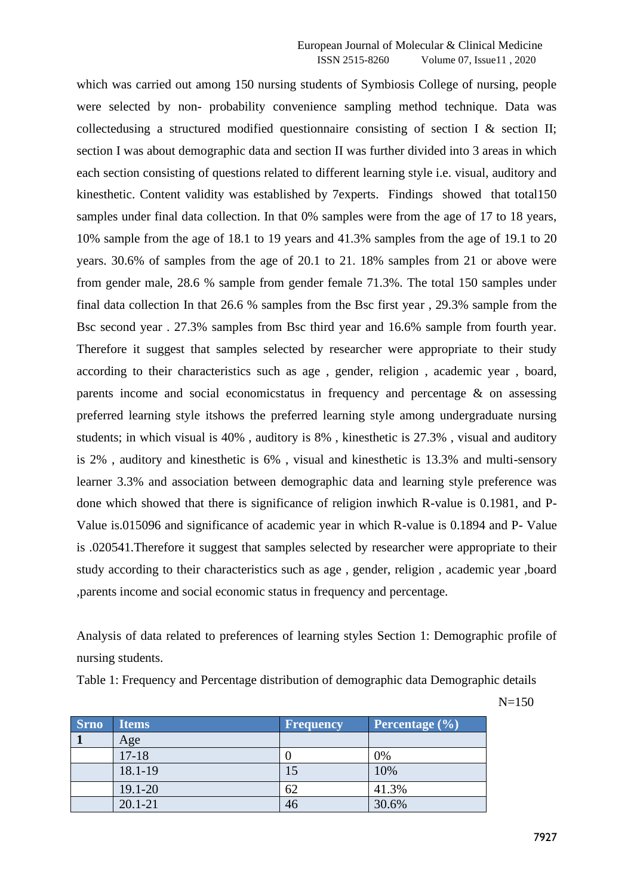which was carried out among 150 nursing students of Symbiosis College of nursing, people were selected by non- probability convenience sampling method technique. Data was collectedusing a structured modified questionnaire consisting of section I & section II; section I was about demographic data and section II was further divided into 3 areas in which each section consisting of questions related to different learning style i.e. visual, auditory and kinesthetic. Content validity was established by 7experts. Findings showed that total150 samples under final data collection. In that 0% samples were from the age of 17 to 18 years, 10% sample from the age of 18.1 to 19 years and 41.3% samples from the age of 19.1 to 20 years. 30.6% of samples from the age of 20.1 to 21. 18% samples from 21 or above were from gender male, 28.6 % sample from gender female 71.3%. The total 150 samples under final data collection In that 26.6 % samples from the Bsc first year , 29.3% sample from the Bsc second year . 27.3% samples from Bsc third year and 16.6% sample from fourth year. Therefore it suggest that samples selected by researcher were appropriate to their study according to their characteristics such as age , gender, religion , academic year , board, parents income and social economicstatus in frequency and percentage & on assessing preferred learning style itshows the preferred learning style among undergraduate nursing students; in which visual is 40% , auditory is 8% , kinesthetic is 27.3% , visual and auditory is 2% , auditory and kinesthetic is 6% , visual and kinesthetic is 13.3% and multi-sensory learner 3.3% and association between demographic data and learning style preference was done which showed that there is significance of religion inwhich R-value is 0.1981, and P-Value is.015096 and significance of academic year in which R-value is 0.1894 and P- Value is .020541.Therefore it suggest that samples selected by researcher were appropriate to their study according to their characteristics such as age , gender, religion , academic year ,board ,parents income and social economic status in frequency and percentage.

Analysis of data related to preferences of learning styles Section 1: Demographic profile of nursing students.

Table 1: Frequency and Percentage distribution of demographic data Demographic details

N=150

| Srno | Items | Frequency | Percentage (%) |
|---|---|---|---|
| 1 | Age | | |
| | 17-18 | 0 | 0% |
| | 18.1-19 | 15 | 10% |
| | 19.1-20 | 62 | 41.3% |
| | 20.1-21 | 46 | 30.6% |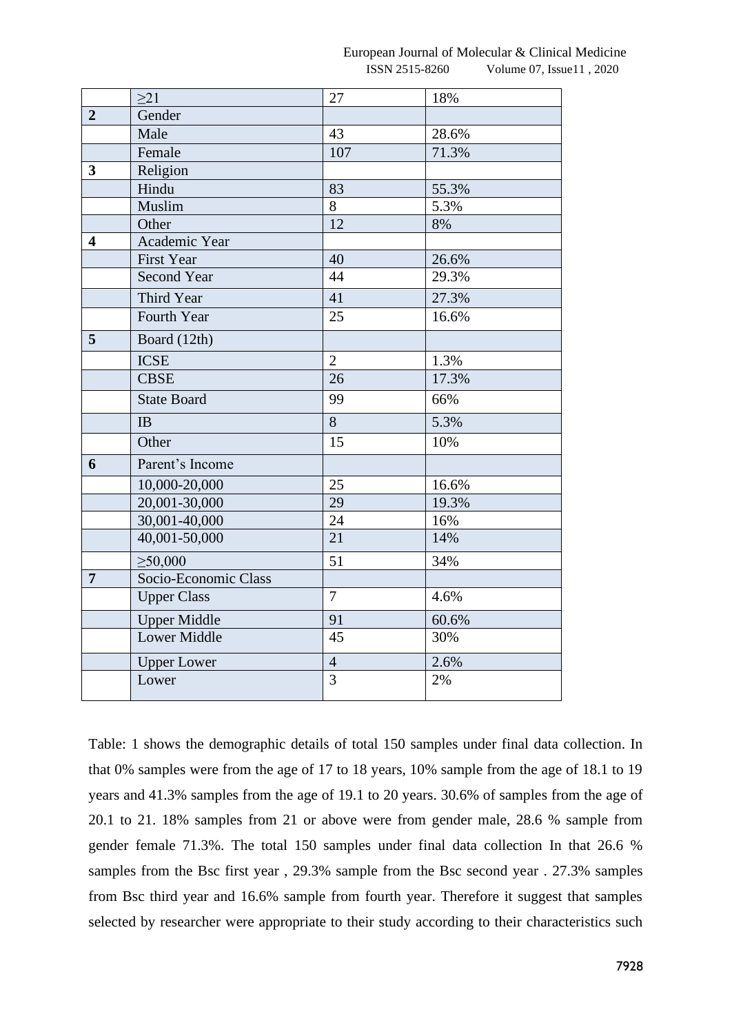|   | ≥21 | 27 | 18% |
|---|---|---|---|
| **2** | Gender |   |   |
|   | Male | 43 | 28.6% |
|   | Female | 107 | 71.3% |
| **3** | Religion |   |   |
|   | Hindu | 83 | 55.3% |
|   | Muslim | 8 | 5.3% |
|   | Other | 12 | 8% |
| **4** | Academic Year |   |   |
|   | First Year | 40 | 26.6% |
|   | Second Year | 44 | 29.3% |
|   | Third Year | 41 | 27.3% |
|   | Fourth Year | 25 | 16.6% |
| **5** | Board (12th) |   |   |
|   | ICSE | 2 | 1.3% |
|   | CBSE | 26 | 17.3% |
|   | State Board | 99 | 66% |
|   | IB | 8 | 5.3% |
|   | Other | 15 | 10% |
| **6** | Parent's Income |   |   |
|   | 10,000-20,000 | 25 | 16.6% |
|   | 20,001-30,000 | 29 | 19.3% |
|   | 30,001-40,000 | 24 | 16% |
|   | 40,001-50,000 | 21 | 14% |
|   | ≥50,000 | 51 | 34% |
| **7** | Socio-Economic Class |   |   |
|   | Upper Class | 7 | 4.6% |
|   | Upper Middle | 91 | 60.6% |
|   | Lower Middle | 45 | 30% |
|   | Upper Lower | 4 | 2.6% |
|   | Lower | 3 | 2% |

Table: 1 shows the demographic details of total 150 samples under final data collection. In that 0% samples were from the age of 17 to 18 years, 10% sample from the age of 18.1 to 19 years and 41.3% samples from the age of 19.1 to 20 years. 30.6% of samples from the age of 20.1 to 21. 18% samples from 21 or above were from gender male, 28.6 % sample from gender female 71.3%. The total 150 samples under final data collection In that 26.6 % samples from the Bsc first year , 29.3% sample from the Bsc second year . 27.3% samples from Bsc third year and 16.6% sample from fourth year. Therefore it suggest that samples selected by researcher were appropriate to their study according to their characteristics such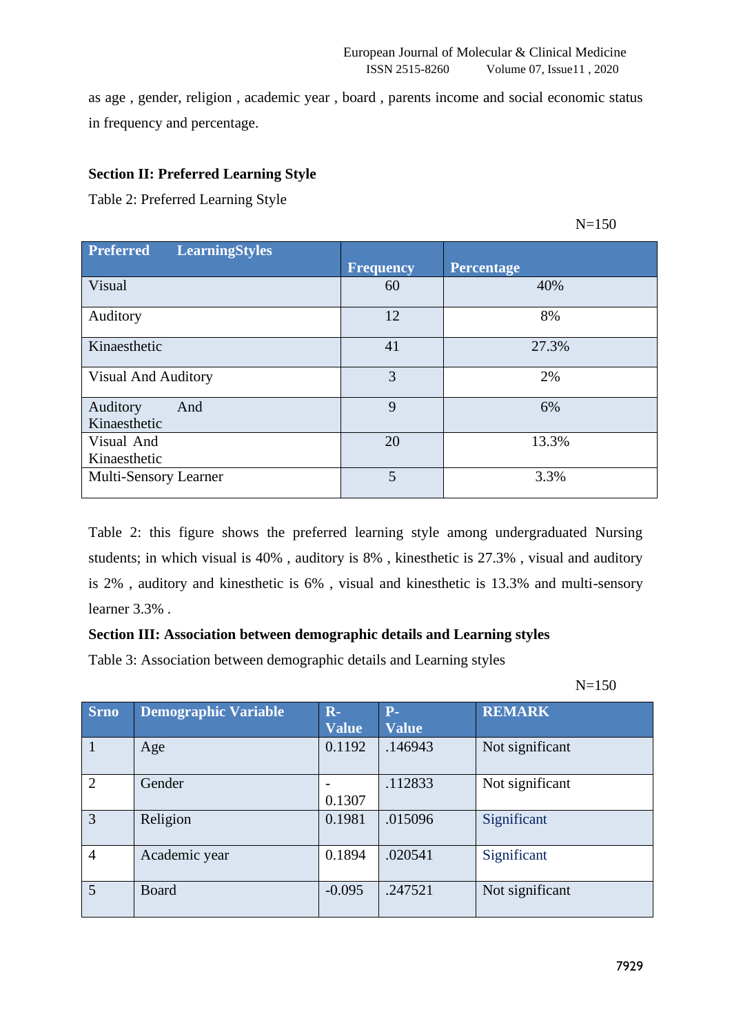as age , gender, religion , academic year , board , parents income and social economic status in frequency and percentage.

**Section II: Preferred Learning Style**

Table 2: Preferred Learning Style

N=150

| Preferred LearningStyles | Frequency | Percentage |
|---|---|---|
| Visual | 60 | 40% |
| Auditory | 12 | 8% |
| Kinaesthetic | 41 | 27.3% |
| Visual And Auditory | 3 | 2% |
| Auditory And Kinaesthetic | 9 | 6% |
| Visual And Kinaesthetic | 20 | 13.3% |
| Multi-Sensory Learner | 5 | 3.3% |

Table 2: this figure shows the preferred learning style among undergraduated Nursing students; in which visual is 40% , auditory is 8% , kinesthetic is 27.3% , visual and auditory is 2% , auditory and kinesthetic is 6% , visual and kinesthetic is 13.3% and multi-sensory learner 3.3% .

**Section III: Association between demographic details and Learning styles**

Table 3: Association between demographic details and Learning styles

N=150

| Srno | Demographic Variable | R-Value | P-Value | REMARK |
|---|---|---|---|---|
| 1 | Age | 0.1192 | .146943 | Not significant |
| 2 | Gender | -0.1307 | .112833 | Not significant |
| 3 | Religion | 0.1981 | .015096 | Significant |
| 4 | Academic year | 0.1894 | .020541 | Significant |
| 5 | Board | -0.095 | .247521 | Not significant |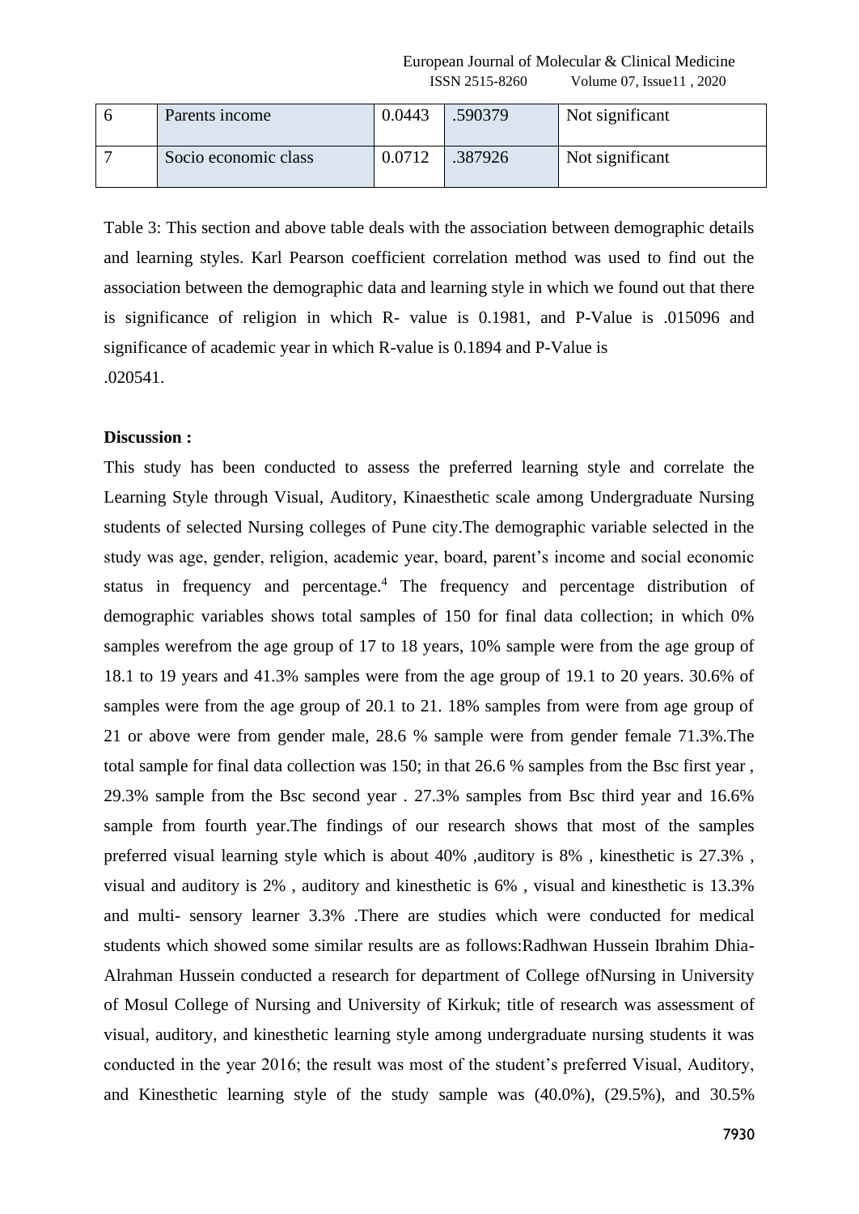| 6 | Parents income | 0.0443 | .590379 | Not significant |
|---|---|---|---|---|
| 7 | Socio economic class | 0.0712 | .387926 | Not significant |

Table 3: This section and above table deals with the association between demographic details and learning styles. Karl Pearson coefficient correlation method was used to find out the association between the demographic data and learning style in which we found out that there is significance of religion in which R- value is 0.1981, and P-Value is .015096 and significance of academic year in which R-value is 0.1894 and P-Value is .020541.

**Discussion :**

This study has been conducted to assess the preferred learning style and correlate the Learning Style through Visual, Auditory, Kinaesthetic scale among Undergraduate Nursing students of selected Nursing colleges of Pune city.The demographic variable selected in the study was age, gender, religion, academic year, board, parent's income and social economic status in frequency and percentage.[4] The frequency and percentage distribution of demographic variables shows total samples of 150 for final data collection; in which 0% samples werefrom the age group of 17 to 18 years, 10% sample were from the age group of 18.1 to 19 years and 41.3% samples were from the age group of 19.1 to 20 years. 30.6% of samples were from the age group of 20.1 to 21. 18% samples from were from age group of 21 or above were from gender male, 28.6 % sample were from gender female 71.3%.The total sample for final data collection was 150; in that 26.6 % samples from the Bsc first year , 29.3% sample from the Bsc second year . 27.3% samples from Bsc third year and 16.6% sample from fourth year.The findings of our research shows that most of the samples preferred visual learning style which is about 40% ,auditory is 8% , kinesthetic is 27.3% , visual and auditory is 2% , auditory and kinesthetic is 6% , visual and kinesthetic is 13.3% and multi- sensory learner 3.3% .There are studies which were conducted for medical students which showed some similar results are as follows:Radhwan Hussein Ibrahim Dhia-Alrahman Hussein conducted a research for department of College ofNursing in University of Mosul College of Nursing and University of Kirkuk; title of research was assessment of visual, auditory, and kinesthetic learning style among undergraduate nursing students it was conducted in the year 2016; the result was most of the student's preferred Visual, Auditory, and Kinesthetic learning style of the study sample was (40.0%), (29.5%), and 30.5%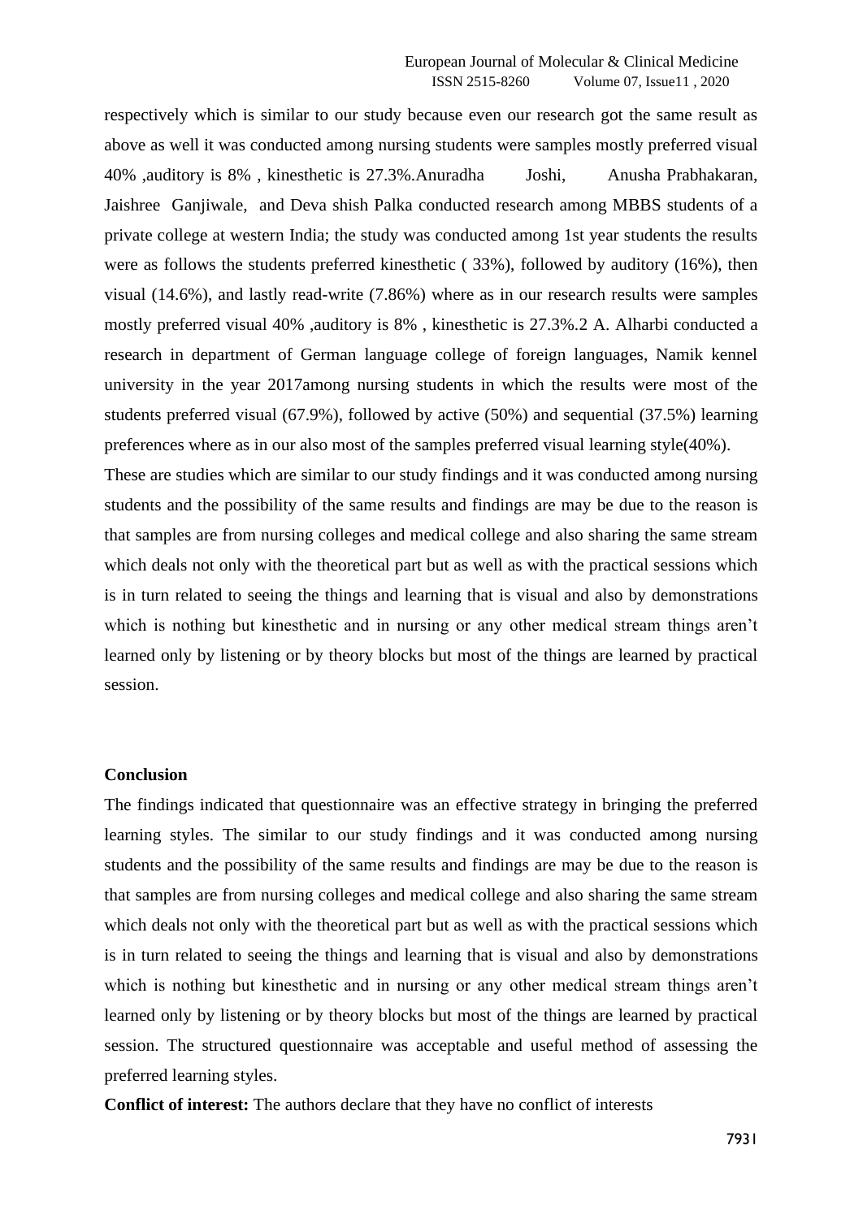respectively which is similar to our study because even our research got the same result as above as well it was conducted among nursing students were samples mostly preferred visual 40% ,auditory is 8% , kinesthetic is 27.3%.Anuradha Joshi, Anusha Prabhakaran, Jaishree Ganjiwale, and Deva shish Palka conducted research among MBBS students of a private college at western India; the study was conducted among 1st year students the results were as follows the students preferred kinesthetic ( 33%), followed by auditory (16%), then visual (14.6%), and lastly read-write (7.86%) where as in our research results were samples mostly preferred visual 40% ,auditory is 8% , kinesthetic is 27.3%.2 A. Alharbi conducted a research in department of German language college of foreign languages, Namik kennel university in the year 2017among nursing students in which the results were most of the students preferred visual (67.9%), followed by active (50%) and sequential (37.5%) learning preferences where as in our also most of the samples preferred visual learning style(40%).

These are studies which are similar to our study findings and it was conducted among nursing students and the possibility of the same results and findings are may be due to the reason is that samples are from nursing colleges and medical college and also sharing the same stream which deals not only with the theoretical part but as well as with the practical sessions which is in turn related to seeing the things and learning that is visual and also by demonstrations which is nothing but kinesthetic and in nursing or any other medical stream things aren't learned only by listening or by theory blocks but most of the things are learned by practical session.

## Conclusion

The findings indicated that questionnaire was an effective strategy in bringing the preferred learning styles. The similar to our study findings and it was conducted among nursing students and the possibility of the same results and findings are may be due to the reason is that samples are from nursing colleges and medical college and also sharing the same stream which deals not only with the theoretical part but as well as with the practical sessions which is in turn related to seeing the things and learning that is visual and also by demonstrations which is nothing but kinesthetic and in nursing or any other medical stream things aren't learned only by listening or by theory blocks but most of the things are learned by practical session. The structured questionnaire was acceptable and useful method of assessing the preferred learning styles.

**Conflict of interest:** The authors declare that they have no conflict of interests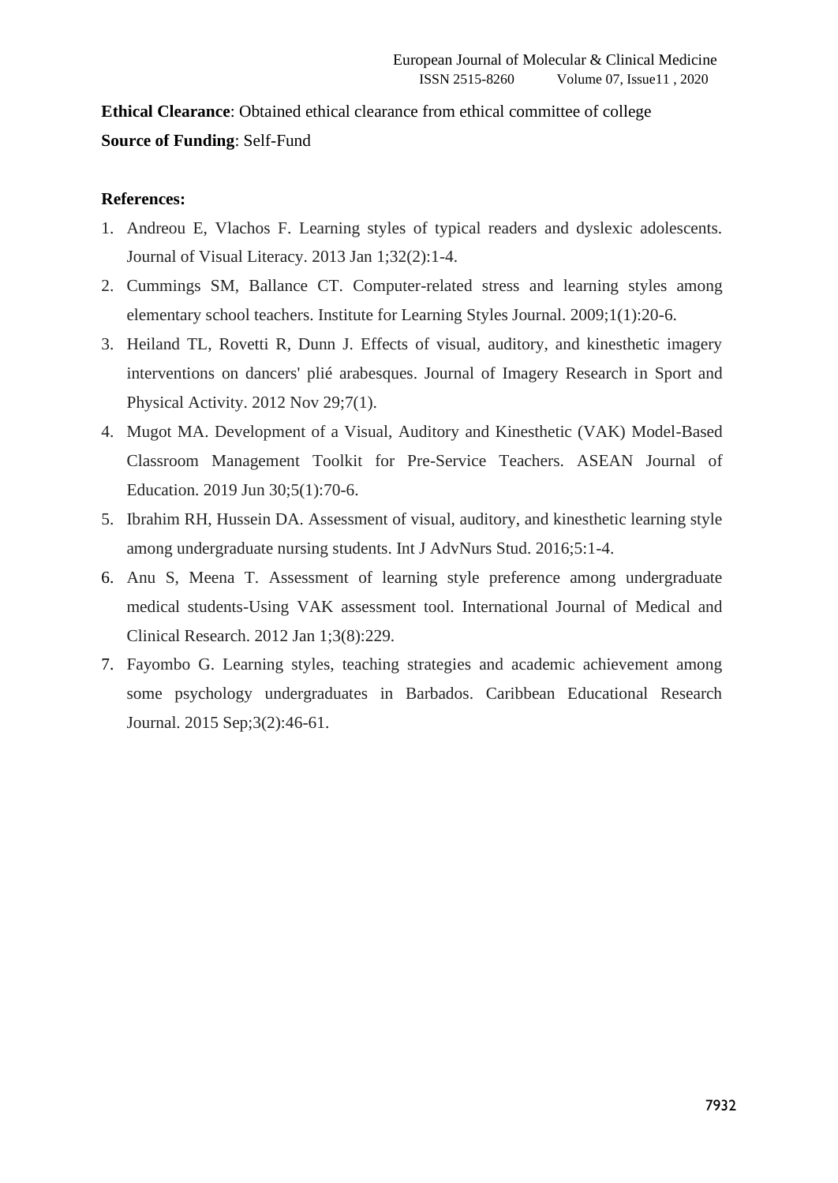**Ethical Clearance**: Obtained ethical clearance from ethical committee of college

**Source of Funding**: Self-Fund

**References:**

1. Andreou E, Vlachos F. Learning styles of typical readers and dyslexic adolescents. Journal of Visual Literacy. 2013 Jan 1;32(2):1-4.
2. Cummings SM, Ballance CT. Computer-related stress and learning styles among elementary school teachers. Institute for Learning Styles Journal. 2009;1(1):20-6.
3. Heiland TL, Rovetti R, Dunn J. Effects of visual, auditory, and kinesthetic imagery interventions on dancers' plié arabesques. Journal of Imagery Research in Sport and Physical Activity. 2012 Nov 29;7(1).
4. Mugot MA. Development of a Visual, Auditory and Kinesthetic (VAK) Model-Based Classroom Management Toolkit for Pre-Service Teachers. ASEAN Journal of Education. 2019 Jun 30;5(1):70-6.
5. Ibrahim RH, Hussein DA. Assessment of visual, auditory, and kinesthetic learning style among undergraduate nursing students. Int J AdvNurs Stud. 2016;5:1-4.
6. Anu S, Meena T. Assessment of learning style preference among undergraduate medical students-Using VAK assessment tool. International Journal of Medical and Clinical Research. 2012 Jan 1;3(8):229.
7. Fayombo G. Learning styles, teaching strategies and academic achievement among some psychology undergraduates in Barbados. Caribbean Educational Research Journal. 2015 Sep;3(2):46-61.